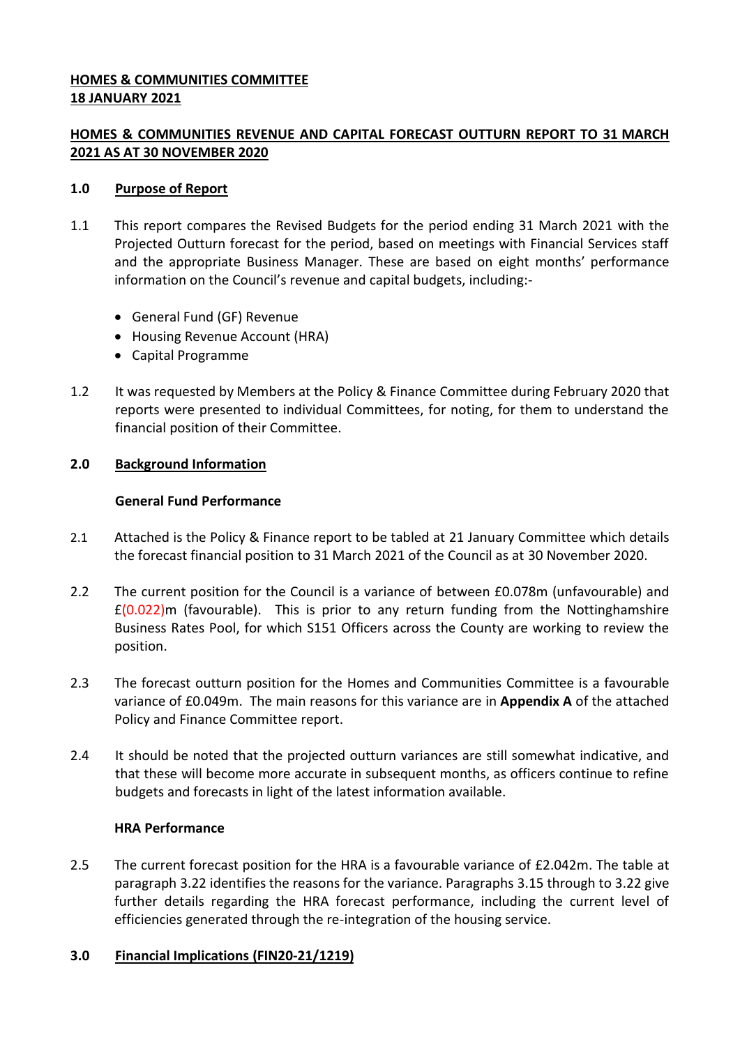**HOMES & COMMUNITIES COMMITTEE**
**18 JANUARY 2021**

## HOMES & COMMUNITIES REVENUE AND CAPITAL FORECAST OUTTURN REPORT TO 31 MARCH 2021 AS AT 30 NOVEMBER 2020

### 1.0 Purpose of Report

1.1 This report compares the Revised Budgets for the period ending 31 March 2021 with the Projected Outturn forecast for the period, based on meetings with Financial Services staff and the appropriate Business Manager. These are based on eight months' performance information on the Council's revenue and capital budgets, including:-

- General Fund (GF) Revenue
- Housing Revenue Account (HRA)
- Capital Programme

1.2 It was requested by Members at the Policy & Finance Committee during February 2020 that reports were presented to individual Committees, for noting, for them to understand the financial position of their Committee.

### 2.0 Background Information

**General Fund Performance**

2.1 Attached is the Policy & Finance report to be tabled at 21 January Committee which details the forecast financial position to 31 March 2021 of the Council as at 30 November 2020.

2.2 The current position for the Council is a variance of between £0.078m (unfavourable) and £(0.022)m (favourable). This is prior to any return funding from the Nottinghamshire Business Rates Pool, for which S151 Officers across the County are working to review the position.

2.3 The forecast outturn position for the Homes and Communities Committee is a favourable variance of £0.049m. The main reasons for this variance are in **Appendix A** of the attached Policy and Finance Committee report.

2.4 It should be noted that the projected outturn variances are still somewhat indicative, and that these will become more accurate in subsequent months, as officers continue to refine budgets and forecasts in light of the latest information available.

**HRA Performance**

2.5 The current forecast position for the HRA is a favourable variance of £2.042m. The table at paragraph 3.22 identifies the reasons for the variance. Paragraphs 3.15 through to 3.22 give further details regarding the HRA forecast performance, including the current level of efficiencies generated through the re-integration of the housing service.

### 3.0 Financial Implications (FIN20-21/1219)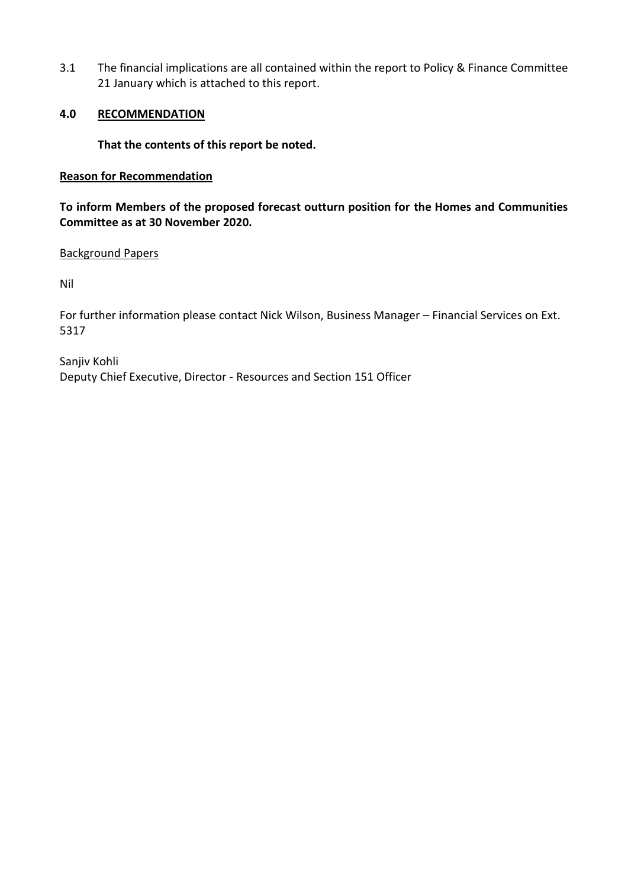3.1 The financial implications are all contained within the report to Policy & Finance Committee 21 January which is attached to this report.

## 4.0 RECOMMENDATION

**That the contents of this report be noted.**

**Reason for Recommendation**

**To inform Members of the proposed forecast outturn position for the Homes and Communities Committee as at 30 November 2020.**

Background Papers

Nil

For further information please contact Nick Wilson, Business Manager – Financial Services on Ext. 5317

Sanjiv Kohli
Deputy Chief Executive, Director - Resources and Section 151 Officer